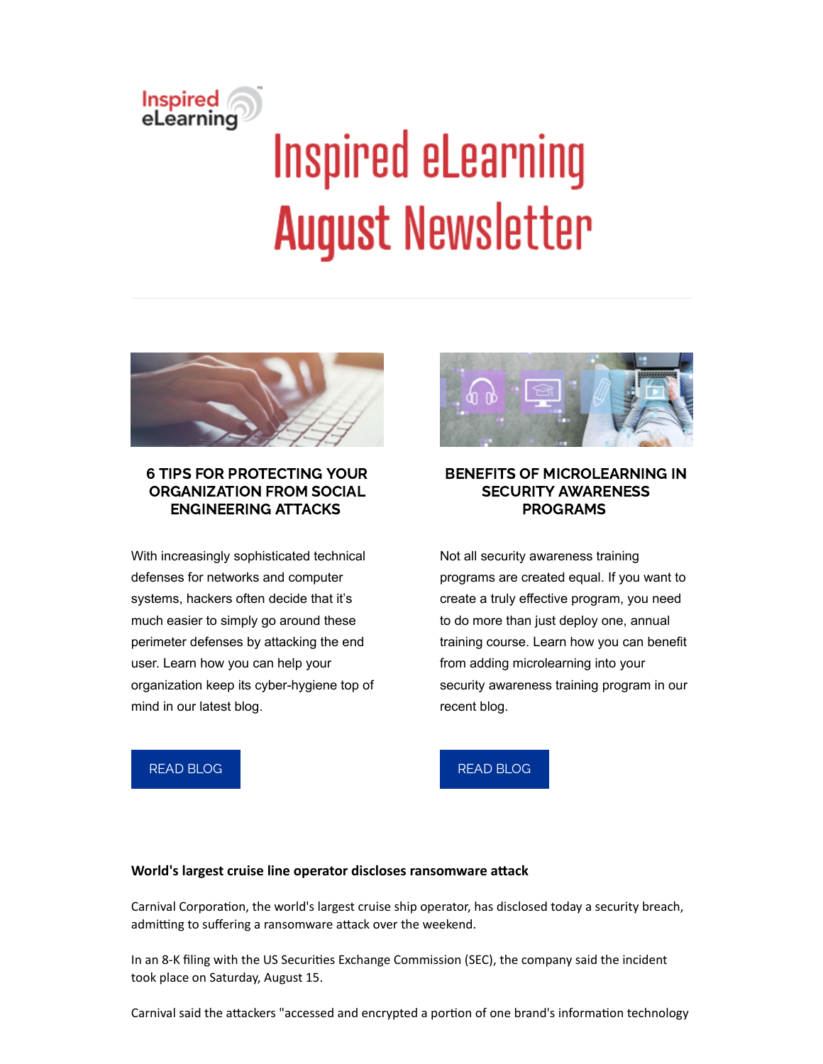Inspired eLearning

# Inspired eLearning August Newsletter

---

### 6 TIPS FOR PROTECTING YOUR ORGANIZATION FROM SOCIAL ENGINEERING ATTACKS

With increasingly sophisticated technical defenses for networks and computer systems, hackers often decide that it's much easier to simply go around these perimeter defenses by attacking the end user. Learn how you can help your organization keep its cyber-hygiene top of mind in our latest blog.

READ BLOG

### BENEFITS OF MICROLEARNING IN SECURITY AWARENESS PROGRAMS

Not all security awareness training programs are created equal. If you want to create a truly effective program, you need to do more than just deploy one, annual training course. Learn how you can benefit from adding microlearning into your security awareness training program in our recent blog.

READ BLOG

**World's largest cruise line operator discloses ransomware attack**

Carnival Corporation, the world's largest cruise ship operator, has disclosed today a security breach, admitting to suffering a ransomware attack over the weekend.

In an 8-K filing with the US Securities Exchange Commission (SEC), the company said the incident took place on Saturday, August 15.

Carnival said the attackers "accessed and encrypted a portion of one brand's information technology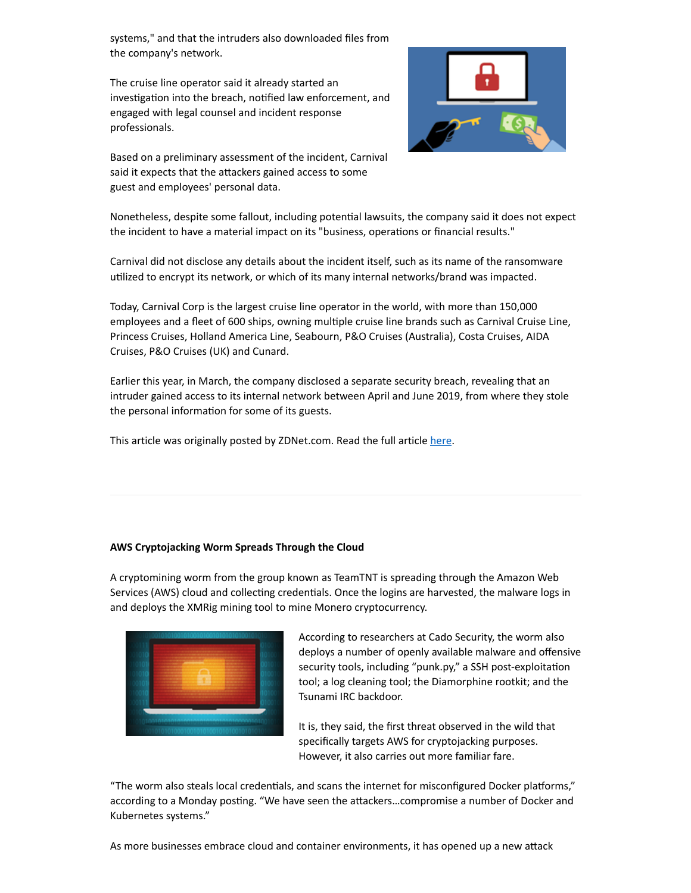systems," and that the intruders also downloaded files from the company's network.

The cruise line operator said it already started an investigation into the breach, notified law enforcement, and engaged with legal counsel and incident response professionals.

Based on a preliminary assessment of the incident, Carnival said it expects that the attackers gained access to some guest and employees' personal data.

Nonetheless, despite some fallout, including potential lawsuits, the company said it does not expect the incident to have a material impact on its "business, operations or financial results."

Carnival did not disclose any details about the incident itself, such as its name of the ransomware utilized to encrypt its network, or which of its many internal networks/brand was impacted.

Today, Carnival Corp is the largest cruise line operator in the world, with more than 150,000 employees and a fleet of 600 ships, owning multiple cruise line brands such as Carnival Cruise Line, Princess Cruises, Holland America Line, Seabourn, P&O Cruises (Australia), Costa Cruises, AIDA Cruises, P&O Cruises (UK) and Cunard.

Earlier this year, in March, the company disclosed a separate security breach, revealing that an intruder gained access to its internal network between April and June 2019, from where they stole the personal information for some of its guests.

This article was originally posted by ZDNet.com. Read the full article here.

---

**AWS Cryptojacking Worm Spreads Through the Cloud**

A cryptomining worm from the group known as TeamTNT is spreading through the Amazon Web Services (AWS) cloud and collecting credentials. Once the logins are harvested, the malware logs in and deploys the XMRig mining tool to mine Monero cryptocurrency.

According to researchers at Cado Security, the worm also deploys a number of openly available malware and offensive security tools, including "punk.py," a SSH post-exploitation tool; a log cleaning tool; the Diamorphine rootkit; and the Tsunami IRC backdoor.

It is, they said, the first threat observed in the wild that specifically targets AWS for cryptojacking purposes. However, it also carries out more familiar fare.

"The worm also steals local credentials, and scans the internet for misconfigured Docker platforms," according to a Monday posting. "We have seen the attackers…compromise a number of Docker and Kubernetes systems."

As more businesses embrace cloud and container environments, it has opened up a new attack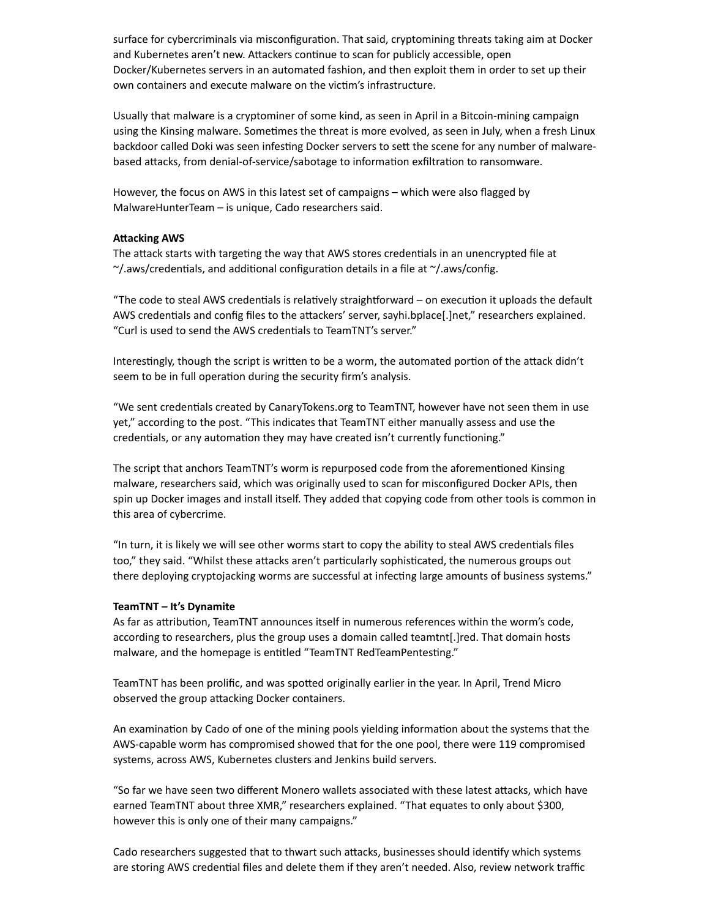surface for cybercriminals via misconfiguration. That said, cryptomining threats taking aim at Docker and Kubernetes aren't new. Attackers continue to scan for publicly accessible, open Docker/Kubernetes servers in an automated fashion, and then exploit them in order to set up their own containers and execute malware on the victim's infrastructure.

Usually that malware is a cryptominer of some kind, as seen in April in a Bitcoin-mining campaign using the Kinsing malware. Sometimes the threat is more evolved, as seen in July, when a fresh Linux backdoor called Doki was seen infesting Docker servers to sett the scene for any number of malware-based attacks, from denial-of-service/sabotage to information exfiltration to ransomware.

However, the focus on AWS in this latest set of campaigns – which were also flagged by MalwareHunterTeam – is unique, Cado researchers said.

**Attacking AWS**

The attack starts with targeting the way that AWS stores credentials in an unencrypted file at ~/.aws/credentials, and additional configuration details in a file at ~/.aws/config.

"The code to steal AWS credentials is relatively straightforward – on execution it uploads the default AWS credentials and config files to the attackers' server, sayhi.bplace[.]net," researchers explained. "Curl is used to send the AWS credentials to TeamTNT's server."

Interestingly, though the script is written to be a worm, the automated portion of the attack didn't seem to be in full operation during the security firm's analysis.

"We sent credentials created by CanaryTokens.org to TeamTNT, however have not seen them in use yet," according to the post. "This indicates that TeamTNT either manually assess and use the credentials, or any automation they may have created isn't currently functioning."

The script that anchors TeamTNT's worm is repurposed code from the aforementioned Kinsing malware, researchers said, which was originally used to scan for misconfigured Docker APIs, then spin up Docker images and install itself. They added that copying code from other tools is common in this area of cybercrime.

"In turn, it is likely we will see other worms start to copy the ability to steal AWS credentials files too," they said. "Whilst these attacks aren't particularly sophisticated, the numerous groups out there deploying cryptojacking worms are successful at infecting large amounts of business systems."

**TeamTNT – It's Dynamite**

As far as attribution, TeamTNT announces itself in numerous references within the worm's code, according to researchers, plus the group uses a domain called teamtnt[.]red. That domain hosts malware, and the homepage is entitled "TeamTNT RedTeamPentesting."

TeamTNT has been prolific, and was spotted originally earlier in the year. In April, Trend Micro observed the group attacking Docker containers.

An examination by Cado of one of the mining pools yielding information about the systems that the AWS-capable worm has compromised showed that for the one pool, there were 119 compromised systems, across AWS, Kubernetes clusters and Jenkins build servers.

"So far we have seen two different Monero wallets associated with these latest attacks, which have earned TeamTNT about three XMR," researchers explained. "That equates to only about $300, however this is only one of their many campaigns."

Cado researchers suggested that to thwart such attacks, businesses should identify which systems are storing AWS credential files and delete them if they aren't needed. Also, review network traffic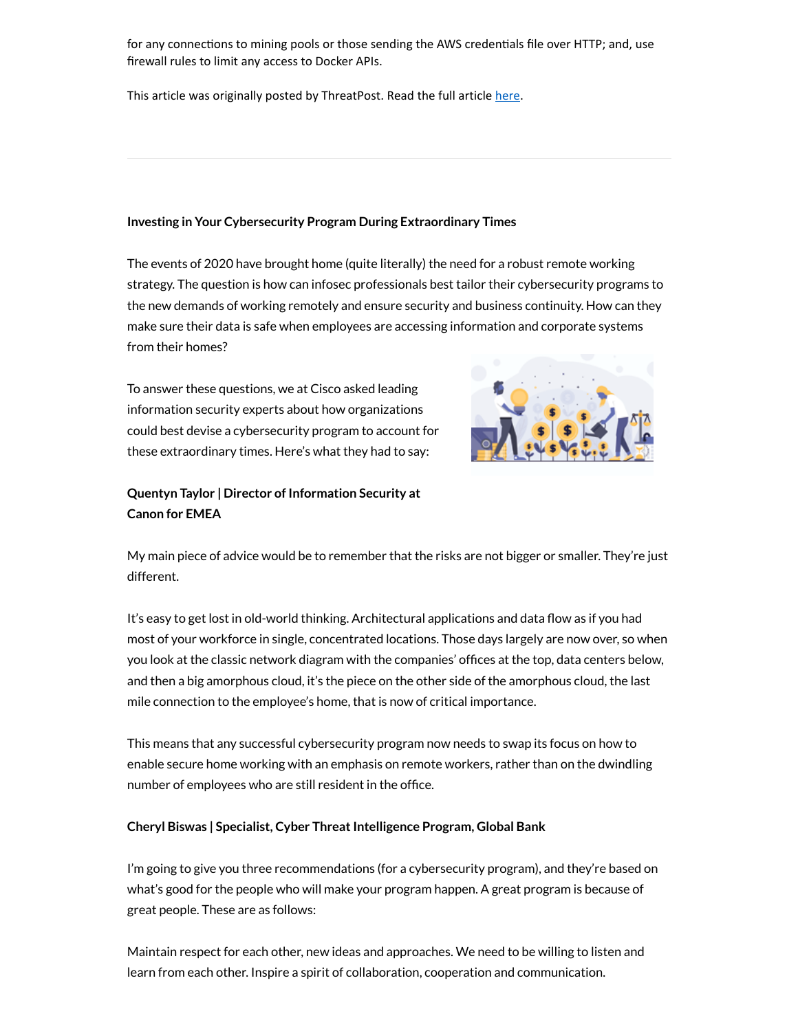for any connections to mining pools or those sending the AWS credentials file over HTTP; and, use firewall rules to limit any access to Docker APIs.

This article was originally posted by ThreatPost. Read the full article here.

---

**Investing in Your Cybersecurity Program During Extraordinary Times**

The events of 2020 have brought home (quite literally) the need for a robust remote working strategy. The question is how can infosec professionals best tailor their cybersecurity programs to the new demands of working remotely and ensure security and business continuity. How can they make sure their data is safe when employees are accessing information and corporate systems from their homes?

To answer these questions, we at Cisco asked leading information security experts about how organizations could best devise a cybersecurity program to account for these extraordinary times. Here's what they had to say:

**Quentyn Taylor | Director of Information Security at Canon for EMEA**

My main piece of advice would be to remember that the risks are not bigger or smaller. They're just different.

It's easy to get lost in old-world thinking. Architectural applications and data flow as if you had most of your workforce in single, concentrated locations. Those days largely are now over, so when you look at the classic network diagram with the companies' offices at the top, data centers below, and then a big amorphous cloud, it's the piece on the other side of the amorphous cloud, the last mile connection to the employee's home, that is now of critical importance.

This means that any successful cybersecurity program now needs to swap its focus on how to enable secure home working with an emphasis on remote workers, rather than on the dwindling number of employees who are still resident in the office.

**Cheryl Biswas | Specialist, Cyber Threat Intelligence Program, Global Bank**

I'm going to give you three recommendations (for a cybersecurity program), and they're based on what's good for the people who will make your program happen. A great program is because of great people. These are as follows:

Maintain respect for each other, new ideas and approaches. We need to be willing to listen and learn from each other. Inspire a spirit of collaboration, cooperation and communication.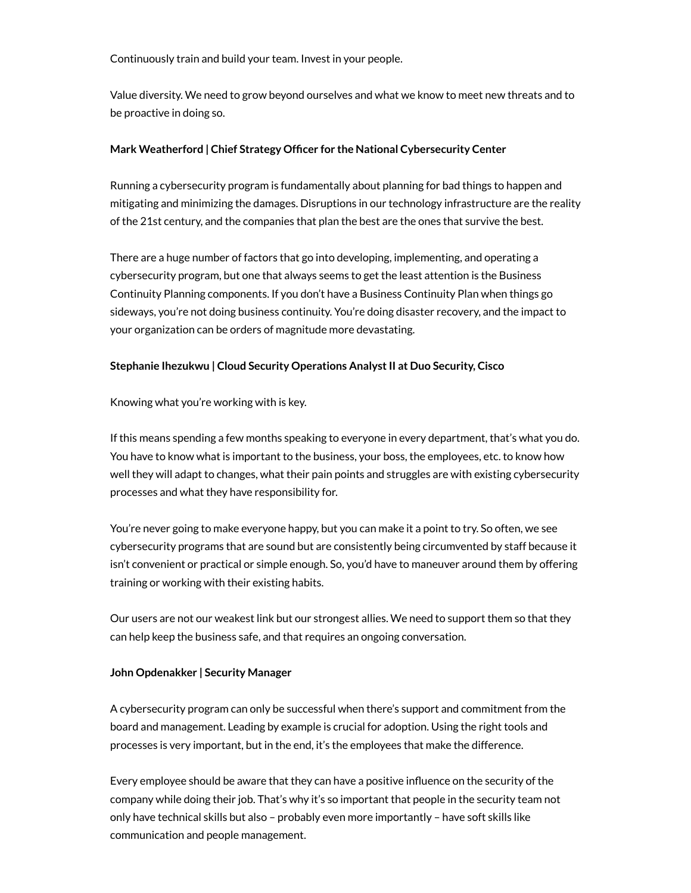Continuously train and build your team. Invest in your people.

Value diversity. We need to grow beyond ourselves and what we know to meet new threats and to be proactive in doing so.

**Mark Weatherford | Chief Strategy Officer for the National Cybersecurity Center**

Running a cybersecurity program is fundamentally about planning for bad things to happen and mitigating and minimizing the damages. Disruptions in our technology infrastructure are the reality of the 21st century, and the companies that plan the best are the ones that survive the best.

There are a huge number of factors that go into developing, implementing, and operating a cybersecurity program, but one that always seems to get the least attention is the Business Continuity Planning components. If you don't have a Business Continuity Plan when things go sideways, you're not doing business continuity. You're doing disaster recovery, and the impact to your organization can be orders of magnitude more devastating.

**Stephanie Ihezukwu | Cloud Security Operations Analyst II at Duo Security, Cisco**

Knowing what you're working with is key.

If this means spending a few months speaking to everyone in every department, that's what you do. You have to know what is important to the business, your boss, the employees, etc. to know how well they will adapt to changes, what their pain points and struggles are with existing cybersecurity processes and what they have responsibility for.

You're never going to make everyone happy, but you can make it a point to try. So often, we see cybersecurity programs that are sound but are consistently being circumvented by staff because it isn't convenient or practical or simple enough. So, you'd have to maneuver around them by offering training or working with their existing habits.

Our users are not our weakest link but our strongest allies. We need to support them so that they can help keep the business safe, and that requires an ongoing conversation.

**John Opdenakker | Security Manager**

A cybersecurity program can only be successful when there's support and commitment from the board and management. Leading by example is crucial for adoption. Using the right tools and processes is very important, but in the end, it's the employees that make the difference.

Every employee should be aware that they can have a positive influence on the security of the company while doing their job. That's why it's so important that people in the security team not only have technical skills but also – probably even more importantly – have soft skills like communication and people management.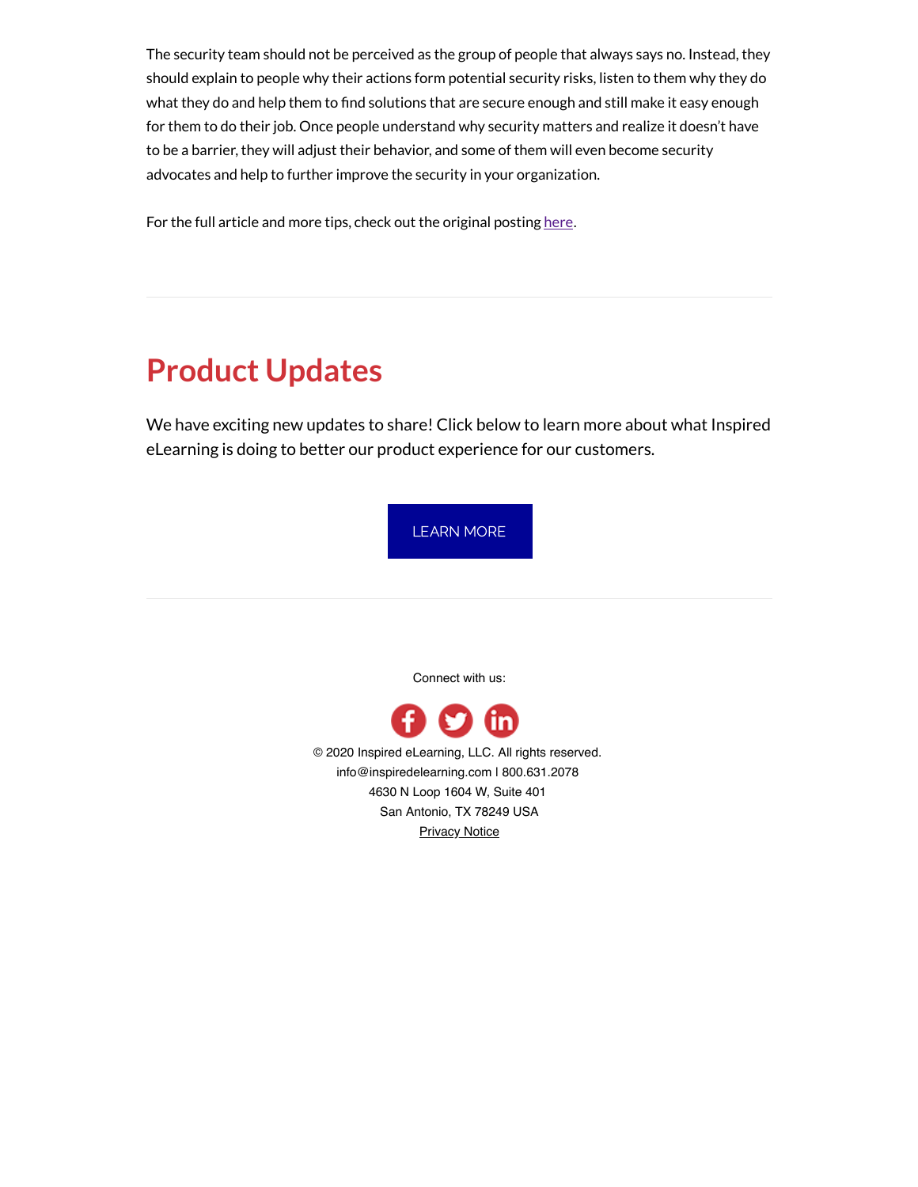The security team should not be perceived as the group of people that always says no. Instead, they should explain to people why their actions form potential security risks, listen to them why they do what they do and help them to find solutions that are secure enough and still make it easy enough for them to do their job. Once people understand why security matters and realize it doesn't have to be a barrier, they will adjust their behavior, and some of them will even become security advocates and help to further improve the security in your organization.

For the full article and more tips, check out the original posting here.

---

## Product Updates

We have exciting new updates to share! Click below to learn more about what Inspired eLearning is doing to better our product experience for our customers.

LEARN MORE

---

Connect with us:

© 2020 Inspired eLearning, LLC. All rights reserved.
info@inspiredelearning.com I 800.631.2078
4630 N Loop 1604 W, Suite 401
San Antonio, TX 78249 USA
Privacy Notice